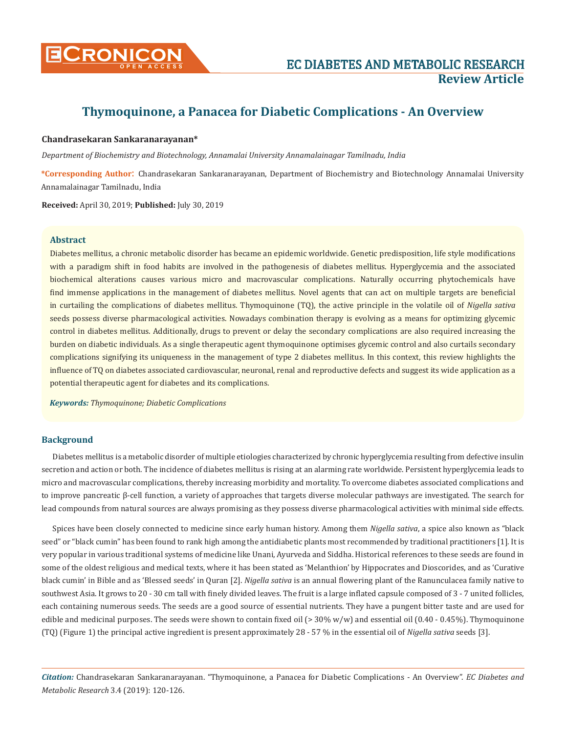# Thymoquinone, a Panacea for Diabetic Complications - An Overview

**Chandrasekaran Sankaranarayanan***

*Department of Biochemistry and Biotechnology, Annamalai University Annamalainagar Tamilnadu, India*

**\*Corresponding Author**: Chandrasekaran Sankaranarayanan, Department of Biochemistry and Biotechnology Annamalai University Annamalainagar Tamilnadu, India

**Received:** April 30, 2019; **Published:** July 30, 2019

## Abstract

Diabetes mellitus, a chronic metabolic disorder has became an epidemic worldwide. Genetic predisposition, life style modifications with a paradigm shift in food habits are involved in the pathogenesis of diabetes mellitus. Hyperglycemia and the associated biochemical alterations causes various micro and macrovascular complications. Naturally occurring phytochemicals have find immense applications in the management of diabetes mellitus. Novel agents that can act on multiple targets are beneficial in curtailing the complications of diabetes mellitus. Thymoquinone (TQ), the active principle in the volatile oil of *Nigella sativa* seeds possess diverse pharmacological activities. Nowadays combination therapy is evolving as a means for optimizing glycemic control in diabetes mellitus. Additionally, drugs to prevent or delay the secondary complications are also required increasing the burden on diabetic individuals. As a single therapeutic agent thymoquinone optimises glycemic control and also curtails secondary complications signifying its uniqueness in the management of type 2 diabetes mellitus. In this context, this review highlights the influence of TQ on diabetes associated cardiovascular, neuronal, renal and reproductive defects and suggest its wide application as a potential therapeutic agent for diabetes and its complications.

***Keywords:*** *Thymoquinone; Diabetic Complications*

## Background

Diabetes mellitus is a metabolic disorder of multiple etiologies characterized by chronic hyperglycemia resulting from defective insulin secretion and action or both. The incidence of diabetes mellitus is rising at an alarming rate worldwide. Persistent hyperglycemia leads to micro and macrovascular complications, thereby increasing morbidity and mortality. To overcome diabetes associated complications and to improve pancreatic β-cell function, a variety of approaches that targets diverse molecular pathways are investigated. The search for lead compounds from natural sources are always promising as they possess diverse pharmacological activities with minimal side effects.

Spices have been closely connected to medicine since early human history. Among them *Nigella sativa*, a spice also known as "black seed" or "black cumin" has been found to rank high among the antidiabetic plants most recommended by traditional practitioners [1]. It is very popular in various traditional systems of medicine like Unani, Ayurveda and Siddha. Historical references to these seeds are found in some of the oldest religious and medical texts, where it has been stated as 'Melanthion' by Hippocrates and Dioscorides, and as 'Curative black cumin' in Bible and as 'Blessed seeds' in Quran [2]. *Nigella sativa* is an annual flowering plant of the Ranunculacea family native to southwest Asia. It grows to 20 - 30 cm tall with finely divided leaves. The fruit is a large inflated capsule composed of 3 - 7 united follicles, each containing numerous seeds. The seeds are a good source of essential nutrients. They have a pungent bitter taste and are used for edible and medicinal purposes. The seeds were shown to contain fixed oil (> 30% w/w) and essential oil (0.40 - 0.45%). Thymoquinone (TQ) (Figure 1) the principal active ingredient is present approximately 28 - 57 % in the essential oil of *Nigella sativa* seeds [3].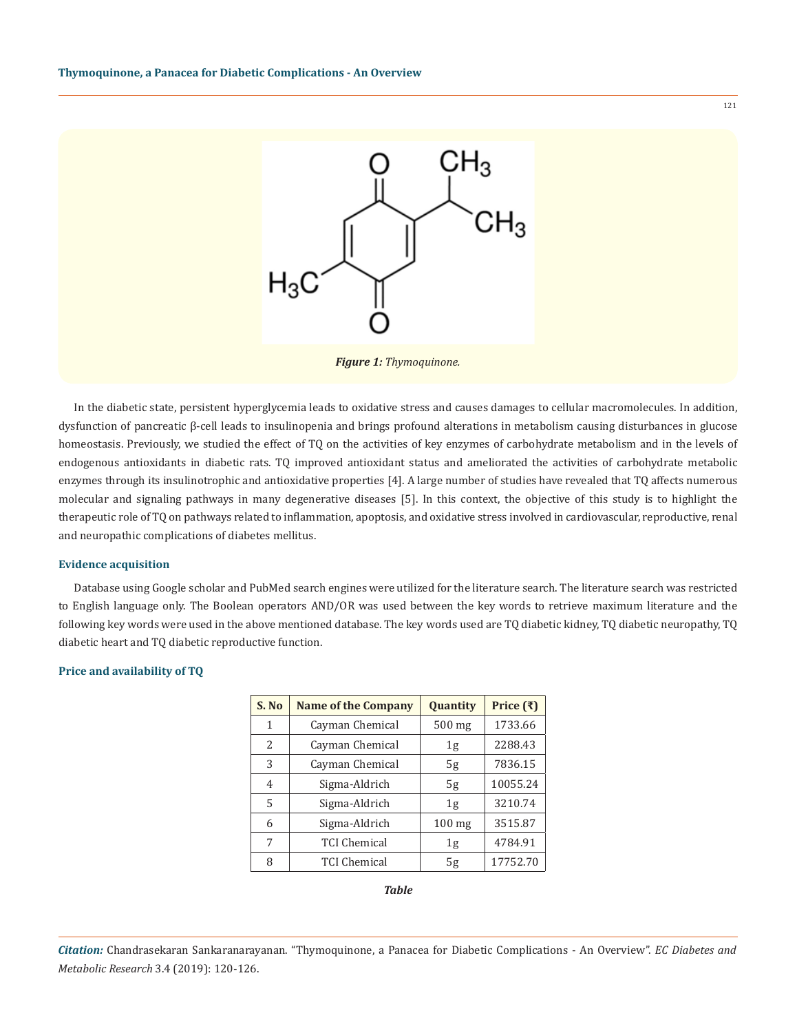*Figure 1: Thymoquinone.*

In the diabetic state, persistent hyperglycemia leads to oxidative stress and causes damages to cellular macromolecules. In addition, dysfunction of pancreatic β-cell leads to insulinopenia and brings profound alterations in metabolism causing disturbances in glucose homeostasis. Previously, we studied the effect of TQ on the activities of key enzymes of carbohydrate metabolism and in the levels of endogenous antioxidants in diabetic rats. TQ improved antioxidant status and ameliorated the activities of carbohydrate metabolic enzymes through its insulinotrophic and antioxidative properties [4]. A large number of studies have revealed that TQ affects numerous molecular and signaling pathways in many degenerative diseases [5]. In this context, the objective of this study is to highlight the therapeutic role of TQ on pathways related to inflammation, apoptosis, and oxidative stress involved in cardiovascular, reproductive, renal and neuropathic complications of diabetes mellitus.

### Evidence acquisition

Database using Google scholar and PubMed search engines were utilized for the literature search. The literature search was restricted to English language only. The Boolean operators AND/OR was used between the key words to retrieve maximum literature and the following key words were used in the above mentioned database. The key words used are TQ diabetic kidney, TQ diabetic neuropathy, TQ diabetic heart and TQ diabetic reproductive function.

### Price and availability of TQ

| S. No | Name of the Company | Quantity | Price (₹) |
|---|---|---|---|
| 1 | Cayman Chemical | 500 mg | 1733.66 |
| 2 | Cayman Chemical | 1g | 2288.43 |
| 3 | Cayman Chemical | 5g | 7836.15 |
| 4 | Sigma-Aldrich | 5g | 10055.24 |
| 5 | Sigma-Aldrich | 1g | 3210.74 |
| 6 | Sigma-Aldrich | 100 mg | 3515.87 |
| 7 | TCI Chemical | 1g | 4784.91 |
| 8 | TCI Chemical | 5g | 17752.70 |

***Table***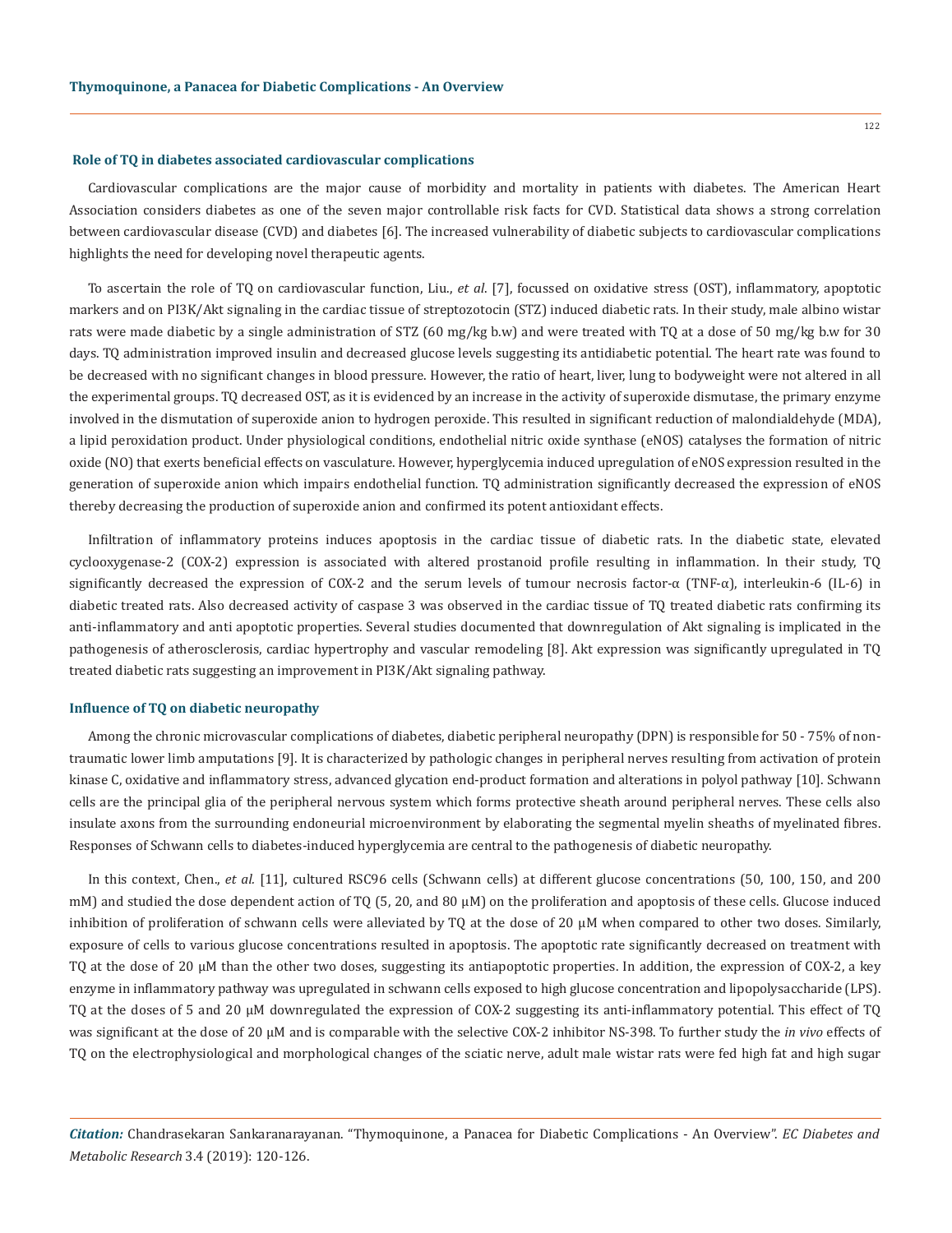### Role of TQ in diabetes associated cardiovascular complications

Cardiovascular complications are the major cause of morbidity and mortality in patients with diabetes. The American Heart Association considers diabetes as one of the seven major controllable risk facts for CVD. Statistical data shows a strong correlation between cardiovascular disease (CVD) and diabetes [6]. The increased vulnerability of diabetic subjects to cardiovascular complications highlights the need for developing novel therapeutic agents.

To ascertain the role of TQ on cardiovascular function, Liu., *et al*. [7], focussed on oxidative stress (OST), inflammatory, apoptotic markers and on PI3K/Akt signaling in the cardiac tissue of streptozotocin (STZ) induced diabetic rats. In their study, male albino wistar rats were made diabetic by a single administration of STZ (60 mg/kg b.w) and were treated with TQ at a dose of 50 mg/kg b.w for 30 days. TQ administration improved insulin and decreased glucose levels suggesting its antidiabetic potential. The heart rate was found to be decreased with no significant changes in blood pressure. However, the ratio of heart, liver, lung to bodyweight were not altered in all the experimental groups. TQ decreased OST, as it is evidenced by an increase in the activity of superoxide dismutase, the primary enzyme involved in the dismutation of superoxide anion to hydrogen peroxide. This resulted in significant reduction of malondialdehyde (MDA), a lipid peroxidation product. Under physiological conditions, endothelial nitric oxide synthase (eNOS) catalyses the formation of nitric oxide (NO) that exerts beneficial effects on vasculature. However, hyperglycemia induced upregulation of eNOS expression resulted in the generation of superoxide anion which impairs endothelial function. TQ administration significantly decreased the expression of eNOS thereby decreasing the production of superoxide anion and confirmed its potent antioxidant effects.

Infiltration of inflammatory proteins induces apoptosis in the cardiac tissue of diabetic rats. In the diabetic state, elevated cyclooxygenase-2 (COX-2) expression is associated with altered prostanoid profile resulting in inflammation. In their study, TQ significantly decreased the expression of COX-2 and the serum levels of tumour necrosis factor-α (TNF-α), interleukin-6 (IL-6) in diabetic treated rats. Also decreased activity of caspase 3 was observed in the cardiac tissue of TQ treated diabetic rats confirming its anti-inflammatory and anti apoptotic properties. Several studies documented that downregulation of Akt signaling is implicated in the pathogenesis of atherosclerosis, cardiac hypertrophy and vascular remodeling [8]. Akt expression was significantly upregulated in TQ treated diabetic rats suggesting an improvement in PI3K/Akt signaling pathway.

### Influence of TQ on diabetic neuropathy

Among the chronic microvascular complications of diabetes, diabetic peripheral neuropathy (DPN) is responsible for 50 - 75% of non-traumatic lower limb amputations [9]. It is characterized by pathologic changes in peripheral nerves resulting from activation of protein kinase C, oxidative and inflammatory stress, advanced glycation end-product formation and alterations in polyol pathway [10]. Schwann cells are the principal glia of the peripheral nervous system which forms protective sheath around peripheral nerves. These cells also insulate axons from the surrounding endoneurial microenvironment by elaborating the segmental myelin sheaths of myelinated fibres. Responses of Schwann cells to diabetes-induced hyperglycemia are central to the pathogenesis of diabetic neuropathy.

In this context, Chen., *et al.* [11], cultured RSC96 cells (Schwann cells) at different glucose concentrations (50, 100, 150, and 200 mM) and studied the dose dependent action of TQ (5, 20, and 80 μM) on the proliferation and apoptosis of these cells. Glucose induced inhibition of proliferation of schwann cells were alleviated by TQ at the dose of 20 μM when compared to other two doses. Similarly, exposure of cells to various glucose concentrations resulted in apoptosis. The apoptotic rate significantly decreased on treatment with TQ at the dose of 20 μM than the other two doses, suggesting its antiapoptotic properties. In addition, the expression of COX-2, a key enzyme in inflammatory pathway was upregulated in schwann cells exposed to high glucose concentration and lipopolysaccharide (LPS). TQ at the doses of 5 and 20 μM downregulated the expression of COX-2 suggesting its anti-inflammatory potential. This effect of TQ was significant at the dose of 20 μM and is comparable with the selective COX-2 inhibitor NS-398. To further study the *in vivo* effects of TQ on the electrophysiological and morphological changes of the sciatic nerve, adult male wistar rats were fed high fat and high sugar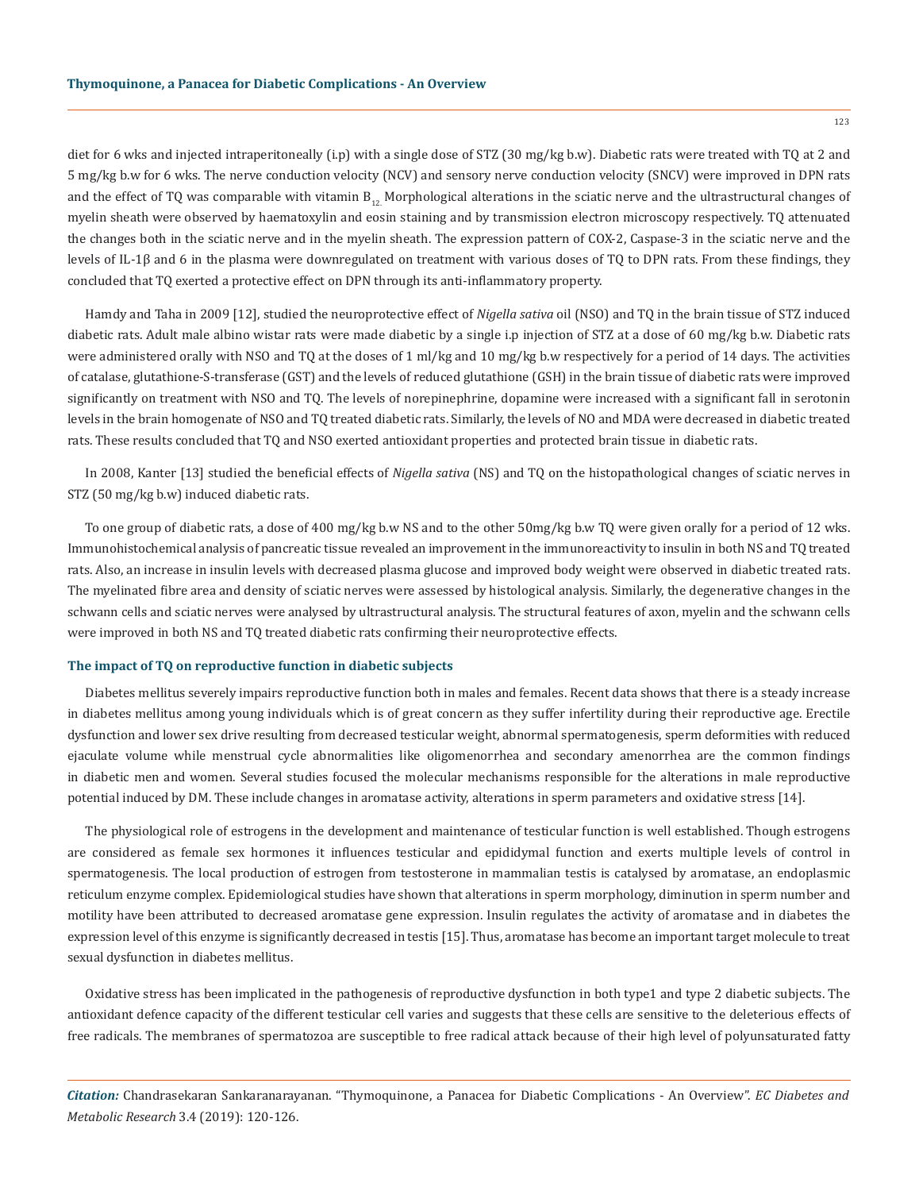diet for 6 wks and injected intraperitoneally (i.p) with a single dose of STZ (30 mg/kg b.w). Diabetic rats were treated with TQ at 2 and 5 mg/kg b.w for 6 wks. The nerve conduction velocity (NCV) and sensory nerve conduction velocity (SNCV) were improved in DPN rats and the effect of TQ was comparable with vitamin $B_{12}$. Morphological alterations in the sciatic nerve and the ultrastructural changes of myelin sheath were observed by haematoxylin and eosin staining and by transmission electron microscopy respectively. TQ attenuated the changes both in the sciatic nerve and in the myelin sheath. The expression pattern of COX-2, Caspase-3 in the sciatic nerve and the levels of IL-1β and 6 in the plasma were downregulated on treatment with various doses of TQ to DPN rats. From these findings, they concluded that TQ exerted a protective effect on DPN through its anti-inflammatory property.

Hamdy and Taha in 2009 [12], studied the neuroprotective effect of *Nigella sativa* oil (NSO) and TQ in the brain tissue of STZ induced diabetic rats. Adult male albino wistar rats were made diabetic by a single i.p injection of STZ at a dose of 60 mg/kg b.w. Diabetic rats were administered orally with NSO and TQ at the doses of 1 ml/kg and 10 mg/kg b.w respectively for a period of 14 days. The activities of catalase, glutathione-S-transferase (GST) and the levels of reduced glutathione (GSH) in the brain tissue of diabetic rats were improved significantly on treatment with NSO and TQ. The levels of norepinephrine, dopamine were increased with a significant fall in serotonin levels in the brain homogenate of NSO and TQ treated diabetic rats. Similarly, the levels of NO and MDA were decreased in diabetic treated rats. These results concluded that TQ and NSO exerted antioxidant properties and protected brain tissue in diabetic rats.

In 2008, Kanter [13] studied the beneficial effects of *Nigella sativa* (NS) and TQ on the histopathological changes of sciatic nerves in STZ (50 mg/kg b.w) induced diabetic rats.

To one group of diabetic rats, a dose of 400 mg/kg b.w NS and to the other 50mg/kg b.w TQ were given orally for a period of 12 wks. Immunohistochemical analysis of pancreatic tissue revealed an improvement in the immunoreactivity to insulin in both NS and TQ treated rats. Also, an increase in insulin levels with decreased plasma glucose and improved body weight were observed in diabetic treated rats. The myelinated fibre area and density of sciatic nerves were assessed by histological analysis. Similarly, the degenerative changes in the schwann cells and sciatic nerves were analysed by ultrastructural analysis. The structural features of axon, myelin and the schwann cells were improved in both NS and TQ treated diabetic rats confirming their neuroprotective effects.

### The impact of TQ on reproductive function in diabetic subjects

Diabetes mellitus severely impairs reproductive function both in males and females. Recent data shows that there is a steady increase in diabetes mellitus among young individuals which is of great concern as they suffer infertility during their reproductive age. Erectile dysfunction and lower sex drive resulting from decreased testicular weight, abnormal spermatogenesis, sperm deformities with reduced ejaculate volume while menstrual cycle abnormalities like oligomenorrhea and secondary amenorrhea are the common findings in diabetic men and women. Several studies focused the molecular mechanisms responsible for the alterations in male reproductive potential induced by DM. These include changes in aromatase activity, alterations in sperm parameters and oxidative stress [14].

The physiological role of estrogens in the development and maintenance of testicular function is well established. Though estrogens are considered as female sex hormones it influences testicular and epididymal function and exerts multiple levels of control in spermatogenesis. The local production of estrogen from testosterone in mammalian testis is catalysed by aromatase, an endoplasmic reticulum enzyme complex. Epidemiological studies have shown that alterations in sperm morphology, diminution in sperm number and motility have been attributed to decreased aromatase gene expression. Insulin regulates the activity of aromatase and in diabetes the expression level of this enzyme is significantly decreased in testis [15]. Thus, aromatase has become an important target molecule to treat sexual dysfunction in diabetes mellitus.

Oxidative stress has been implicated in the pathogenesis of reproductive dysfunction in both type1 and type 2 diabetic subjects. The antioxidant defence capacity of the different testicular cell varies and suggests that these cells are sensitive to the deleterious effects of free radicals. The membranes of spermatozoa are susceptible to free radical attack because of their high level of polyunsaturated fatty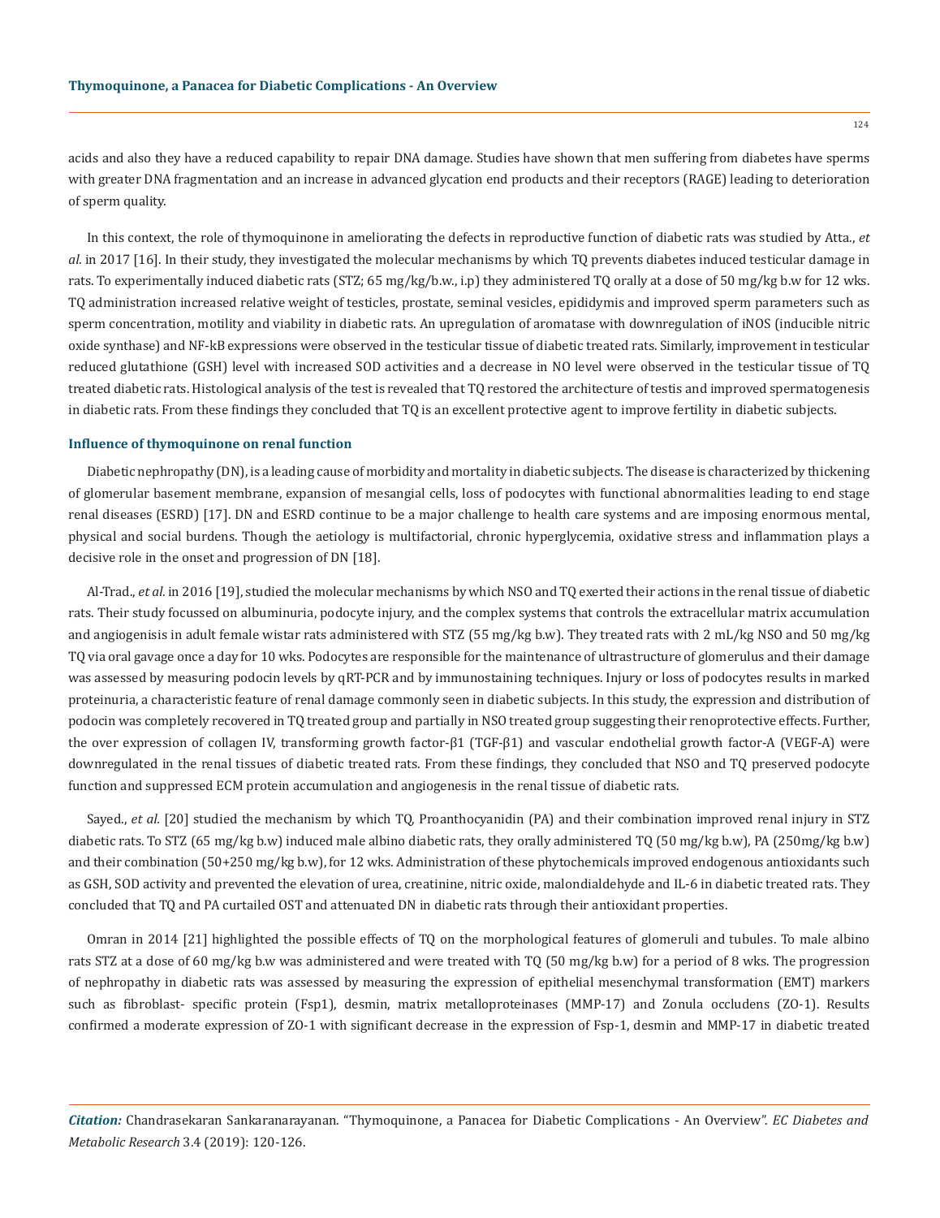acids and also they have a reduced capability to repair DNA damage. Studies have shown that men suffering from diabetes have sperms with greater DNA fragmentation and an increase in advanced glycation end products and their receptors (RAGE) leading to deterioration of sperm quality.

In this context, the role of thymoquinone in ameliorating the defects in reproductive function of diabetic rats was studied by Atta., *et al.* in 2017 [16]. In their study, they investigated the molecular mechanisms by which TQ prevents diabetes induced testicular damage in rats. To experimentally induced diabetic rats (STZ; 65 mg/kg/b.w., i.p) they administered TQ orally at a dose of 50 mg/kg b.w for 12 wks. TQ administration increased relative weight of testicles, prostate, seminal vesicles, epididymis and improved sperm parameters such as sperm concentration, motility and viability in diabetic rats. An upregulation of aromatase with downregulation of iNOS (inducible nitric oxide synthase) and NF-kB expressions were observed in the testicular tissue of diabetic treated rats. Similarly, improvement in testicular reduced glutathione (GSH) level with increased SOD activities and a decrease in NO level were observed in the testicular tissue of TQ treated diabetic rats. Histological analysis of the test is revealed that TQ restored the architecture of testis and improved spermatogenesis in diabetic rats. From these findings they concluded that TQ is an excellent protective agent to improve fertility in diabetic subjects.

### Influence of thymoquinone on renal function

Diabetic nephropathy (DN), is a leading cause of morbidity and mortality in diabetic subjects. The disease is characterized by thickening of glomerular basement membrane, expansion of mesangial cells, loss of podocytes with functional abnormalities leading to end stage renal diseases (ESRD) [17]. DN and ESRD continue to be a major challenge to health care systems and are imposing enormous mental, physical and social burdens. Though the aetiology is multifactorial, chronic hyperglycemia, oxidative stress and inflammation plays a decisive role in the onset and progression of DN [18].

Al-Trad., *et al.* in 2016 [19], studied the molecular mechanisms by which NSO and TQ exerted their actions in the renal tissue of diabetic rats. Their study focussed on albuminuria, podocyte injury, and the complex systems that controls the extracellular matrix accumulation and angiogenisis in adult female wistar rats administered with STZ (55 mg/kg b.w). They treated rats with 2 mL/kg NSO and 50 mg/kg TQ via oral gavage once a day for 10 wks. Podocytes are responsible for the maintenance of ultrastructure of glomerulus and their damage was assessed by measuring podocin levels by qRT-PCR and by immunostaining techniques. Injury or loss of podocytes results in marked proteinuria, a characteristic feature of renal damage commonly seen in diabetic subjects. In this study, the expression and distribution of podocin was completely recovered in TQ treated group and partially in NSO treated group suggesting their renoprotective effects. Further, the over expression of collagen IV, transforming growth factor-β1 (TGF-β1) and vascular endothelial growth factor-A (VEGF-A) were downregulated in the renal tissues of diabetic treated rats. From these findings, they concluded that NSO and TQ preserved podocyte function and suppressed ECM protein accumulation and angiogenesis in the renal tissue of diabetic rats.

Sayed., *et al.* [20] studied the mechanism by which TQ, Proanthocyanidin (PA) and their combination improved renal injury in STZ diabetic rats. To STZ (65 mg/kg b.w) induced male albino diabetic rats, they orally administered TQ (50 mg/kg b.w), PA (250mg/kg b.w) and their combination (50+250 mg/kg b.w), for 12 wks. Administration of these phytochemicals improved endogenous antioxidants such as GSH, SOD activity and prevented the elevation of urea, creatinine, nitric oxide, malondialdehyde and IL-6 in diabetic treated rats. They concluded that TQ and PA curtailed OST and attenuated DN in diabetic rats through their antioxidant properties.

Omran in 2014 [21] highlighted the possible effects of TQ on the morphological features of glomeruli and tubules. To male albino rats STZ at a dose of 60 mg/kg b.w was administered and were treated with TQ (50 mg/kg b.w) for a period of 8 wks. The progression of nephropathy in diabetic rats was assessed by measuring the expression of epithelial mesenchymal transformation (EMT) markers such as fibroblast- specific protein (Fsp1), desmin, matrix metalloproteinases (MMP-17) and Zonula occludens (ZO-1). Results confirmed a moderate expression of ZO-1 with significant decrease in the expression of Fsp-1, desmin and MMP-17 in diabetic treated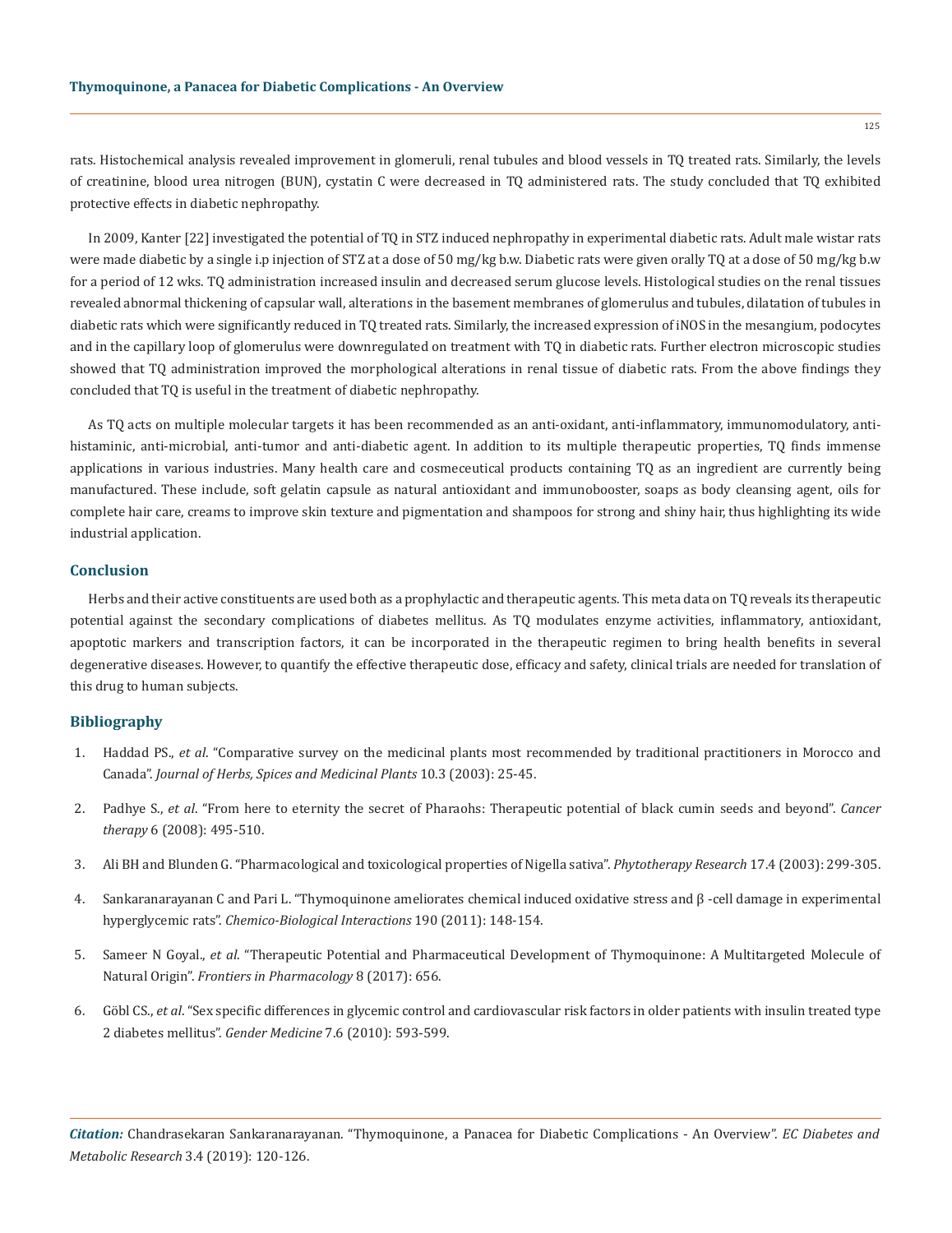rats. Histochemical analysis revealed improvement in glomeruli, renal tubules and blood vessels in TQ treated rats. Similarly, the levels of creatinine, blood urea nitrogen (BUN), cystatin C were decreased in TQ administered rats. The study concluded that TQ exhibited protective effects in diabetic nephropathy.

In 2009, Kanter [22] investigated the potential of TQ in STZ induced nephropathy in experimental diabetic rats. Adult male wistar rats were made diabetic by a single i.p injection of STZ at a dose of 50 mg/kg b.w. Diabetic rats were given orally TQ at a dose of 50 mg/kg b.w for a period of 12 wks. TQ administration increased insulin and decreased serum glucose levels. Histological studies on the renal tissues revealed abnormal thickening of capsular wall, alterations in the basement membranes of glomerulus and tubules, dilatation of tubules in diabetic rats which were significantly reduced in TQ treated rats. Similarly, the increased expression of iNOS in the mesangium, podocytes and in the capillary loop of glomerulus were downregulated on treatment with TQ in diabetic rats. Further electron microscopic studies showed that TQ administration improved the morphological alterations in renal tissue of diabetic rats. From the above findings they concluded that TQ is useful in the treatment of diabetic nephropathy.

As TQ acts on multiple molecular targets it has been recommended as an anti-oxidant, anti-inflammatory, immunomodulatory, anti-histaminic, anti-microbial, anti-tumor and anti-diabetic agent. In addition to its multiple therapeutic properties, TQ finds immense applications in various industries. Many health care and cosmeceutical products containing TQ as an ingredient are currently being manufactured. These include, soft gelatin capsule as natural antioxidant and immunobooster, soaps as body cleansing agent, oils for complete hair care, creams to improve skin texture and pigmentation and shampoos for strong and shiny hair, thus highlighting its wide industrial application.

## Conclusion

Herbs and their active constituents are used both as a prophylactic and therapeutic agents. This meta data on TQ reveals its therapeutic potential against the secondary complications of diabetes mellitus. As TQ modulates enzyme activities, inflammatory, antioxidant, apoptotic markers and transcription factors, it can be incorporated in the therapeutic regimen to bring health benefits in several degenerative diseases. However, to quantify the effective therapeutic dose, efficacy and safety, clinical trials are needed for translation of this drug to human subjects.

## Bibliography

1. Haddad PS., *et al*. "Comparative survey on the medicinal plants most recommended by traditional practitioners in Morocco and Canada". *Journal of Herbs, Spices and Medicinal Plants* 10.3 (2003): 25-45.
2. Padhye S., *et al*. "From here to eternity the secret of Pharaohs: Therapeutic potential of black cumin seeds and beyond". *Cancer therapy* 6 (2008): 495-510.
3. Ali BH and Blunden G. "Pharmacological and toxicological properties of Nigella sativa". *Phytotherapy Research* 17.4 (2003): 299-305.
4. Sankaranarayanan C and Pari L. "Thymoquinone ameliorates chemical induced oxidative stress and β -cell damage in experimental hyperglycemic rats". *Chemico-Biological Interactions* 190 (2011): 148-154.
5. Sameer N Goyal., *et al*. "Therapeutic Potential and Pharmaceutical Development of Thymoquinone: A Multitargeted Molecule of Natural Origin". *Frontiers in Pharmacology* 8 (2017): 656.
6. Göbl CS., *et al*. "Sex specific differences in glycemic control and cardiovascular risk factors in older patients with insulin treated type 2 diabetes mellitus". *Gender Medicine* 7.6 (2010): 593-599.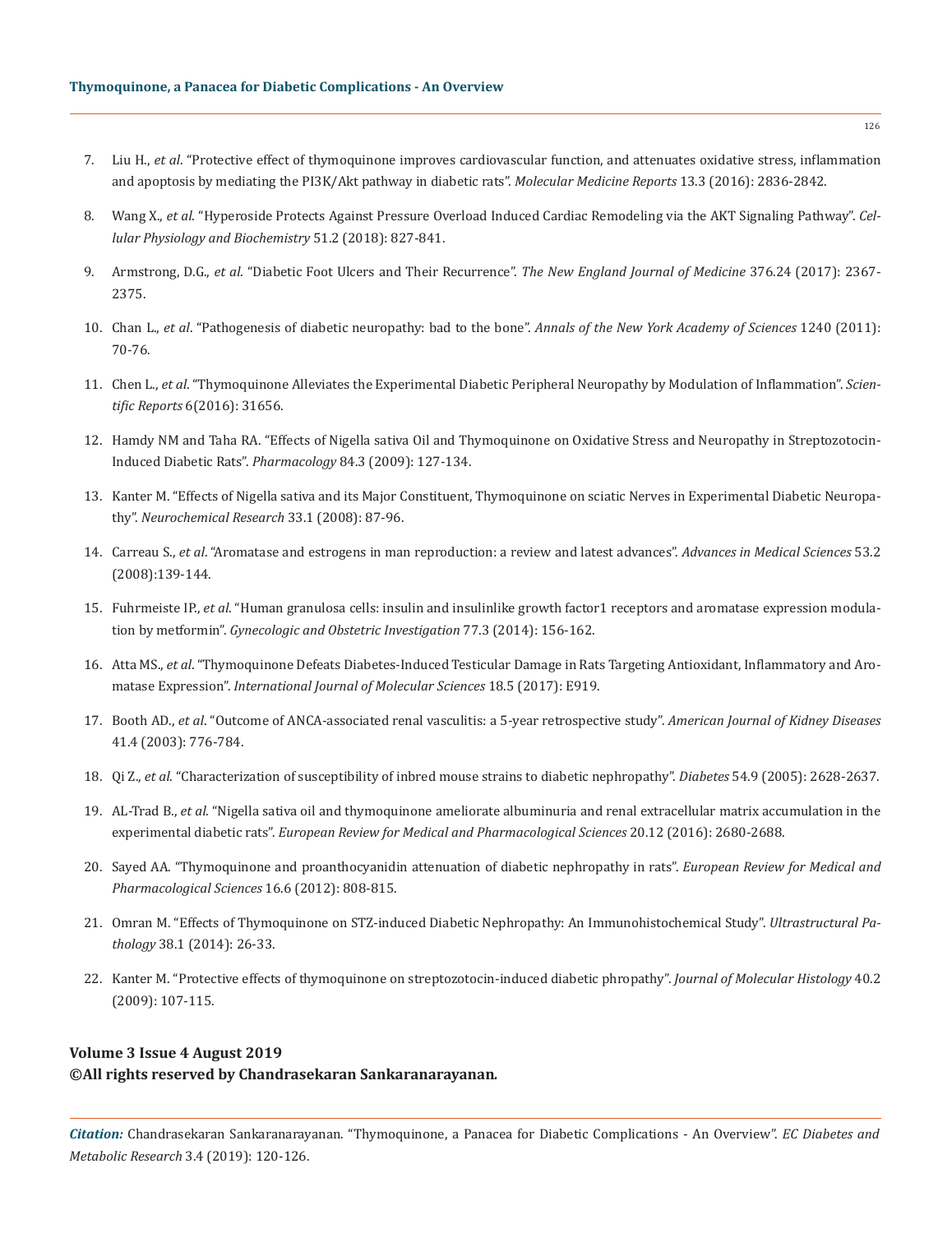7. Liu H., *et al*. "Protective effect of thymoquinone improves cardiovascular function, and attenuates oxidative stress, inflammation and apoptosis by mediating the PI3K/Akt pathway in diabetic rats". *Molecular Medicine Reports* 13.3 (2016): 2836-2842.
8. Wang X., *et al*. "Hyperoside Protects Against Pressure Overload Induced Cardiac Remodeling via the AKT Signaling Pathway". *Cellular Physiology and Biochemistry* 51.2 (2018): 827-841.
9. Armstrong, D.G., *et al*. "Diabetic Foot Ulcers and Their Recurrence". *The New England Journal of Medicine* 376.24 (2017): 2367-2375.
10. Chan L., *et al*. "Pathogenesis of diabetic neuropathy: bad to the bone". *Annals of the New York Academy of Sciences* 1240 (2011): 70-76.
11. Chen L., *et al*. "Thymoquinone Alleviates the Experimental Diabetic Peripheral Neuropathy by Modulation of Inflammation". *Scientific Reports* 6(2016): 31656.
12. Hamdy NM and Taha RA. "Effects of Nigella sativa Oil and Thymoquinone on Oxidative Stress and Neuropathy in Streptozotocin-Induced Diabetic Rats". *Pharmacology* 84.3 (2009): 127-134.
13. Kanter M. "Effects of Nigella sativa and its Major Constituent, Thymoquinone on sciatic Nerves in Experimental Diabetic Neuropathy". *Neurochemical Research* 33.1 (2008): 87-96.
14. Carreau S., *et al*. "Aromatase and estrogens in man reproduction: a review and latest advances". *Advances in Medical Sciences* 53.2 (2008):139-144.
15. Fuhrmeiste IP., *et al*. "Human granulosa cells: insulin and insulinlike growth factor1 receptors and aromatase expression modulation by metformin". *Gynecologic and Obstetric Investigation* 77.3 (2014): 156-162.
16. Atta MS., *et al*. "Thymoquinone Defeats Diabetes-Induced Testicular Damage in Rats Targeting Antioxidant, Inflammatory and Aromatase Expression". *International Journal of Molecular Sciences* 18.5 (2017): E919.
17. Booth AD., *et al*. "Outcome of ANCA-associated renal vasculitis: a 5-year retrospective study". *American Journal of Kidney Diseases* 41.4 (2003): 776-784.
18. Qi Z., *et al*. "Characterization of susceptibility of inbred mouse strains to diabetic nephropathy". *Diabetes* 54.9 (2005): 2628-2637.
19. AL-Trad B., *et al*. "Nigella sativa oil and thymoquinone ameliorate albuminuria and renal extracellular matrix accumulation in the experimental diabetic rats". *European Review for Medical and Pharmacological Sciences* 20.12 (2016): 2680-2688.
20. Sayed AA. "Thymoquinone and proanthocyanidin attenuation of diabetic nephropathy in rats". *European Review for Medical and Pharmacological Sciences* 16.6 (2012): 808-815.
21. Omran M. "Effects of Thymoquinone on STZ-induced Diabetic Nephropathy: An Immunohistochemical Study". *Ultrastructural Pathology* 38.1 (2014): 26-33.
22. Kanter M. "Protective effects of thymoquinone on streptozotocin-induced diabetic phropathy". *Journal of Molecular Histology* 40.2 (2009): 107-115.

**Volume 3 Issue 4 August 2019**
**©All rights reserved by Chandrasekaran Sankaranarayanan.**